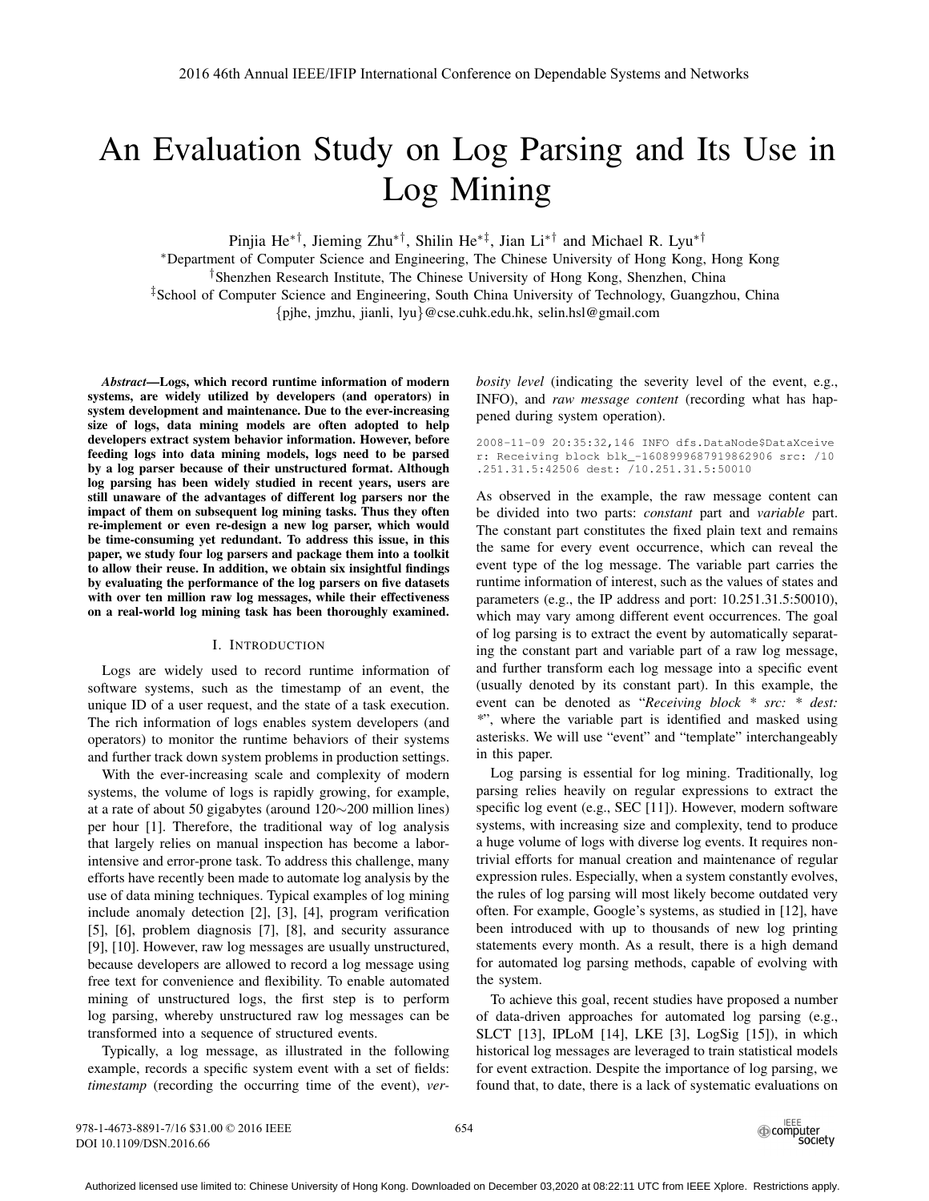# An Evaluation Study on Log Parsing and Its Use in Log Mining

Pinjia He[*†], Jieming Zhu[*†], Shilin He[*‡], Jian Li[*†] and Michael R. Lyu[*†]

[*]Department of Computer Science and Engineering, The Chinese University of Hong Kong, Hong Kong

[†]Shenzhen Research Institute, The Chinese University of Hong Kong, Shenzhen, China

[‡]School of Computer Science and Engineering, South China University of Technology, Guangzhou, China

{pjhe, jmzhu, jianli, lyu}@cse.cuhk.edu.hk, selin.hsl@gmail.com

***Abstract*—Logs, which record runtime information of modern systems, are widely utilized by developers (and operators) in system development and maintenance. Due to the ever-increasing size of logs, data mining models are often adopted to help developers extract system behavior information. However, before feeding logs into data mining models, logs need to be parsed by a log parser because of their unstructured format. Although log parsing has been widely studied in recent years, users are still unaware of the advantages of different log parsers nor the impact of them on subsequent log mining tasks. Thus they often re-implement or even re-design a new log parser, which would be time-consuming yet redundant. To address this issue, in this paper, we study four log parsers and package them into a toolkit to allow their reuse. In addition, we obtain six insightful findings by evaluating the performance of the log parsers on five datasets with over ten million raw log messages, while their effectiveness on a real-world log mining task has been thoroughly examined.**

## I. Introduction

Logs are widely used to record runtime information of software systems, such as the timestamp of an event, the unique ID of a user request, and the state of a task execution. The rich information of logs enables system developers (and operators) to monitor the runtime behaviors of their systems and further track down system problems in production settings.

With the ever-increasing scale and complexity of modern systems, the volume of logs is rapidly growing, for example, at a rate of about 50 gigabytes (around 120∼200 million lines) per hour [1]. Therefore, the traditional way of log analysis that largely relies on manual inspection has become a labor-intensive and error-prone task. To address this challenge, many efforts have recently been made to automate log analysis by the use of data mining techniques. Typical examples of log mining include anomaly detection [2], [3], [4], program verification [5], [6], problem diagnosis [7], [8], and security assurance [9], [10]. However, raw log messages are usually unstructured, because developers are allowed to record a log message using free text for convenience and flexibility. To enable automated mining of unstructured logs, the first step is to perform log parsing, whereby unstructured raw log messages can be transformed into a sequence of structured events.

Typically, a log message, as illustrated in the following example, records a specific system event with a set of fields: *timestamp* (recording the occurring time of the event), *verbosity level* (indicating the severity level of the event, e.g., INFO), and *raw message content* (recording what has happened during system operation).

```
2008-11-09 20:35:32,146 INFO dfs.DataNode$DataXceive
r: Receiving block blk_-1608999687919862906 src: /10
.251.31.5:42506 dest: /10.251.31.5:50010
```

As observed in the example, the raw message content can be divided into two parts: *constant* part and *variable* part. The constant part constitutes the fixed plain text and remains the same for every event occurrence, which can reveal the event type of the log message. The variable part carries the runtime information of interest, such as the values of states and parameters (e.g., the IP address and port: 10.251.31.5:50010), which may vary among different event occurrences. The goal of log parsing is to extract the event by automatically separating the constant part and variable part of a raw log message, and further transform each log message into a specific event (usually denoted by its constant part). In this example, the event can be denoted as "*Receiving block * src: * dest: **", where the variable part is identified and masked using asterisks. We will use "event" and "template" interchangeably in this paper.

Log parsing is essential for log mining. Traditionally, log parsing relies heavily on regular expressions to extract the specific log event (e.g., SEC [11]). However, modern software systems, with increasing size and complexity, tend to produce a huge volume of logs with diverse log events. It requires non-trivial efforts for manual creation and maintenance of regular expression rules. Especially, when a system constantly evolves, the rules of log parsing will most likely become outdated very often. For example, Google's systems, as studied in [12], have been introduced with up to thousands of new log printing statements every month. As a result, there is a high demand for automated log parsing methods, capable of evolving with the system.

To achieve this goal, recent studies have proposed a number of data-driven approaches for automated log parsing (e.g., SLCT [13], IPLoM [14], LKE [3], LogSig [15]), in which historical log messages are leveraged to train statistical models for event extraction. Despite the importance of log parsing, we found that, to date, there is a lack of systematic evaluations on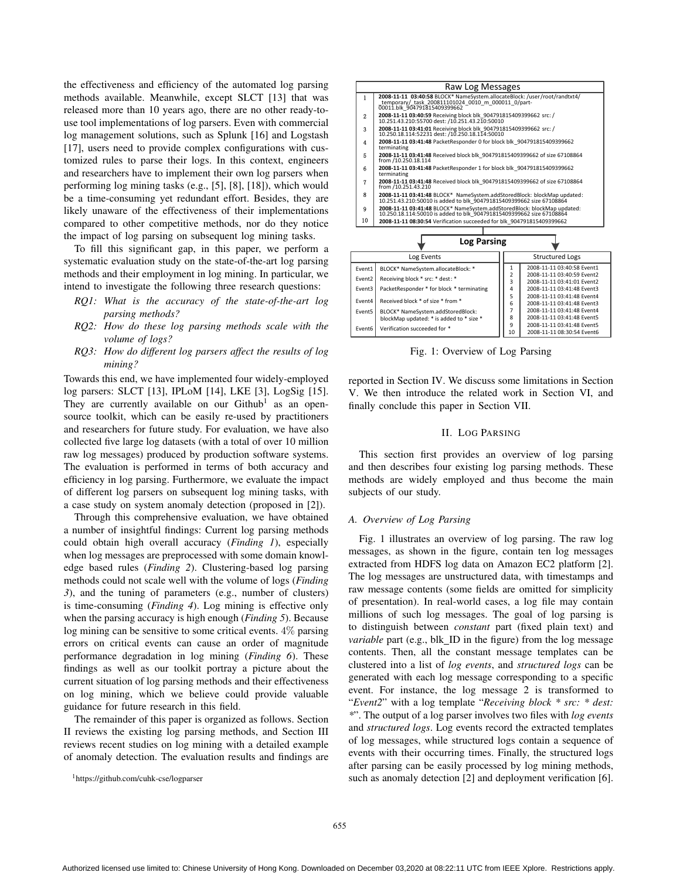the effectiveness and efficiency of the automated log parsing methods available. Meanwhile, except SLCT [13] that was released more than 10 years ago, there are no other ready-to-use tool implementations of log parsers. Even with commercial log management solutions, such as Splunk [16] and Logstash [17], users need to provide complex configurations with customized rules to parse their logs. In this context, engineers and researchers have to implement their own log parsers when performing log mining tasks (e.g., [5], [8], [18]), which would be a time-consuming yet redundant effort. Besides, they are likely unaware of the effectiveness of their implementations compared to other competitive methods, nor do they notice the impact of log parsing on subsequent log mining tasks.

To fill this significant gap, in this paper, we perform a systematic evaluation study on the state-of-the-art log parsing methods and their employment in log mining. In particular, we intend to investigate the following three research questions:

- *RQ1: What is the accuracy of the state-of-the-art log parsing methods?*
- *RQ2: How do these log parsing methods scale with the volume of logs?*
- *RQ3: How do different log parsers affect the results of log mining?*

Towards this end, we have implemented four widely-employed log parsers: SLCT [13], IPLoM [14], LKE [3], LogSig [15]. They are currently available on our Github[1] as an open-source toolkit, which can be easily re-used by practitioners and researchers for future study. For evaluation, we have also collected five large log datasets (with a total of over 10 million raw log messages) produced by production software systems. The evaluation is performed in terms of both accuracy and efficiency in log parsing. Furthermore, we evaluate the impact of different log parsers on subsequent log mining tasks, with a case study on system anomaly detection (proposed in [2]).

Through this comprehensive evaluation, we have obtained a number of insightful findings: Current log parsing methods could obtain high overall accuracy (*Finding 1*), especially when log messages are preprocessed with some domain knowledge based rules (*Finding 2*). Clustering-based log parsing methods could not scale well with the volume of logs (*Finding 3*), and the tuning of parameters (e.g., number of clusters) is time-consuming (*Finding 4*). Log mining is effective only when the parsing accuracy is high enough (*Finding 5*). Because log mining can be sensitive to some critical events. $4\%$ parsing errors on critical events can cause an order of magnitude performance degradation in log mining (*Finding 6*). These findings as well as our toolkit portray a picture about the current situation of log parsing methods and their effectiveness on log mining, which we believe could provide valuable guidance for future research in this field.

The remainder of this paper is organized as follows. Section II reviews the existing log parsing methods, and Section III reviews recent studies on log mining with a detailed example of anomaly detection. The evaluation results and findings are reported in Section IV. We discuss some limitations in Section V. We then introduce the related work in Section VI, and finally conclude this paper in Section VII.

[1] https://github.com/cuhk-cse/logparser

**Raw Log Messages**

| | |
|---|---|
| 1 | **2008-11-11 03:40:58** BLOCK* NameSystem.allocateBlock: /user/root/randtxt4/_temporary/_task_200811101024_0010_m_000011_0/part-00011.blk_904791815409399662 |
| 2 | **2008-11-11 03:40:59** Receiving block blk_904791815409399662 src: /10.251.43.210:55700 dest: /10.251.43.210:50010 |
| 3 | **2008-11-11 03:41:01** Receiving block blk_904791815409399662 src: /10.250.18.114:52231 dest: /10.250.18.114:50010 |
| 4 | **2008-11-11 03:41:48** PacketResponder 0 for block blk_904791815409399662 terminating |
| 5 | **2008-11-11 03:41:48** Received block blk_904791815409399662 of size 67108864 from /10.250.18.114 |
| 6 | **2008-11-11 03:41:48** PacketResponder 1 for block blk_904791815409399662 terminating |
| 7 | **2008-11-11 03:41:48** Received block blk_904791815409399662 of size 67108864 from /10.251.43.210 |
| 8 | **2008-11-11 03:41:48** BLOCK* NameSystem.addStoredBlock: blockMap updated: 10.251.43.210:50010 is added to blk_904791815409399662 size 67108864 |
| 9 | **2008-11-11 03:41:48** BLOCK* NameSystem.addStoredBlock: blockMap updated: 10.250.18.114:50010 is added to blk_904791815409399662 size 67108864 |
| 10 | **2008-11-11 08:30:54** Verification succeeded for blk_904791815409399662 |

**Log Parsing**

Log Events

| | |
|---|---|
| Event1 | BLOCK* NameSystem.allocateBlock: * |
| Event2 | Receiving block * src: * dest: * |
| Event3 | PacketResponder * for block * terminating |
| Event4 | Received block * of size * from * |
| Event5 | BLOCK* NameSystem.addStoredBlock: blockMap updated: * is added to * size * |
| Event6 | Verification succeeded for * |

Structured Logs

| | |
|---|---|
| 1 | 2008-11-11 03:40:58 Event1 |
| 2 | 2008-11-11 03:40:59 Event2 |
| 3 | 2008-11-11 03:41:01 Event2 |
| 4 | 2008-11-11 03:41:48 Event3 |
| 5 | 2008-11-11 03:41:48 Event4 |
| 6 | 2008-11-11 03:41:48 Event3 |
| 7 | 2008-11-11 03:41:48 Event4 |
| 8 | 2008-11-11 03:41:48 Event5 |
| 9 | 2008-11-11 03:41:48 Event5 |
| 10 | 2008-11-11 08:30:54 Event6 |

Fig. 1: Overview of Log Parsing

## II. LOG PARSING

This section first provides an overview of log parsing and then describes four existing log parsing methods. These methods are widely employed and thus become the main subjects of our study.

### A. Overview of Log Parsing

Fig. 1 illustrates an overview of log parsing. The raw log messages, as shown in the figure, contain ten log messages extracted from HDFS log data on Amazon EC2 platform [2]. The log messages are unstructured data, with timestamps and raw message contents (some fields are omitted for simplicity of presentation). In real-world cases, a log file may contain millions of such log messages. The goal of log parsing is to distinguish between *constant* part (fixed plain text) and *variable* part (e.g., blk_ID in the figure) from the log message contents. Then, all the constant message templates can be clustered into a list of *log events*, and *structured logs* can be generated with each log message corresponding to a specific event. For instance, the log message 2 is transformed to "*Event2*" with a log template "*Receiving block * src: * dest: **". The output of a log parser involves two files with *log events* and *structured logs*. Log events record the extracted templates of log messages, while structured logs contain a sequence of events with their occurring times. Finally, the structured logs after parsing can be easily processed by log mining methods, such as anomaly detection [2] and deployment verification [6].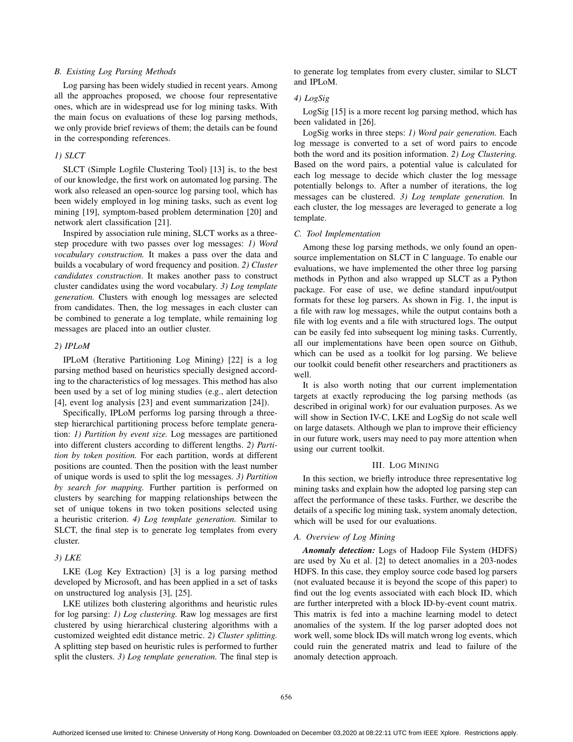### B. Existing Log Parsing Methods

Log parsing has been widely studied in recent years. Among all the approaches proposed, we choose four representative ones, which are in widespread use for log mining tasks. With the main focus on evaluations of these log parsing methods, we only provide brief reviews of them; the details can be found in the corresponding references.

#### 1) SLCT

SLCT (Simple Logfile Clustering Tool) [13] is, to the best of our knowledge, the first work on automated log parsing. The work also released an open-source log parsing tool, which has been widely employed in log mining tasks, such as event log mining [19], symptom-based problem determination [20] and network alert classification [21].

Inspired by association rule mining, SLCT works as a three-step procedure with two passes over log messages: *1) Word vocabulary construction.* It makes a pass over the data and builds a vocabulary of word frequency and position. *2) Cluster candidates construction*. It makes another pass to construct cluster candidates using the word vocabulary. *3) Log template generation.* Clusters with enough log messages are selected from candidates. Then, the log messages in each cluster can be combined to generate a log template, while remaining log messages are placed into an outlier cluster.

#### 2) IPLoM

IPLoM (Iterative Partitioning Log Mining) [22] is a log parsing method based on heuristics specially designed according to the characteristics of log messages. This method has also been used by a set of log mining studies (e.g., alert detection [4], event log analysis [23] and event summarization [24]).

Specifically, IPLoM performs log parsing through a three-step hierarchical partitioning process before template generation: *1) Partition by event size.* Log messages are partitioned into different clusters according to different lengths. *2) Partition by token position.* For each partition, words at different positions are counted. Then the position with the least number of unique words is used to split the log messages. *3) Partition by search for mapping.* Further partition is performed on clusters by searching for mapping relationships between the set of unique tokens in two token positions selected using a heuristic criterion. *4) Log template generation.* Similar to SLCT, the final step is to generate log templates from every cluster.

#### 3) LKE

LKE (Log Key Extraction) [3] is a log parsing method developed by Microsoft, and has been applied in a set of tasks on unstructured log analysis [3], [25].

LKE utilizes both clustering algorithms and heuristic rules for log parsing: *1) Log clustering.* Raw log messages are first clustered by using hierarchical clustering algorithms with a customized weighted edit distance metric. *2) Cluster splitting.* A splitting step based on heuristic rules is performed to further split the clusters. *3) Log template generation.* The final step is to generate log templates from every cluster, similar to SLCT and IPLoM.

#### 4) LogSig

LogSig [15] is a more recent log parsing method, which has been validated in [26].

LogSig works in three steps: *1) Word pair generation.* Each log message is converted to a set of word pairs to encode both the word and its position information. *2) Log Clustering.* Based on the word pairs, a potential value is calculated for each log message to decide which cluster the log message potentially belongs to. After a number of iterations, the log messages can be clustered. *3) Log template generation.* In each cluster, the log messages are leveraged to generate a log template.

### C. Tool Implementation

Among these log parsing methods, we only found an open-source implementation on SLCT in C language. To enable our evaluations, we have implemented the other three log parsing methods in Python and also wrapped up SLCT as a Python package. For ease of use, we define standard input/output formats for these log parsers. As shown in Fig. 1, the input is a file with raw log messages, while the output contains both a file with log events and a file with structured logs. The output can be easily fed into subsequent log mining tasks. Currently, all our implementations have been open source on Github, which can be used as a toolkit for log parsing. We believe our toolkit could benefit other researchers and practitioners as well.

It is also worth noting that our current implementation targets at exactly reproducing the log parsing methods (as described in original work) for our evaluation purposes. As we will show in Section IV-C, LKE and LogSig do not scale well on large datasets. Although we plan to improve their efficiency in our future work, users may need to pay more attention when using our current toolkit.

## III. Log Mining

In this section, we briefly introduce three representative log mining tasks and explain how the adopted log parsing step can affect the performance of these tasks. Further, we describe the details of a specific log mining task, system anomaly detection, which will be used for our evaluations.

### A. Overview of Log Mining

***Anomaly detection:*** Logs of Hadoop File System (HDFS) are used by Xu et al. [2] to detect anomalies in a 203-nodes HDFS. In this case, they employ source code based log parsers (not evaluated because it is beyond the scope of this paper) to find out the log events associated with each block ID, which are further interpreted with a block ID-by-event count matrix. This matrix is fed into a machine learning model to detect anomalies of the system. If the log parser adopted does not work well, some block IDs will match wrong log events, which could ruin the generated matrix and lead to failure of the anomaly detection approach.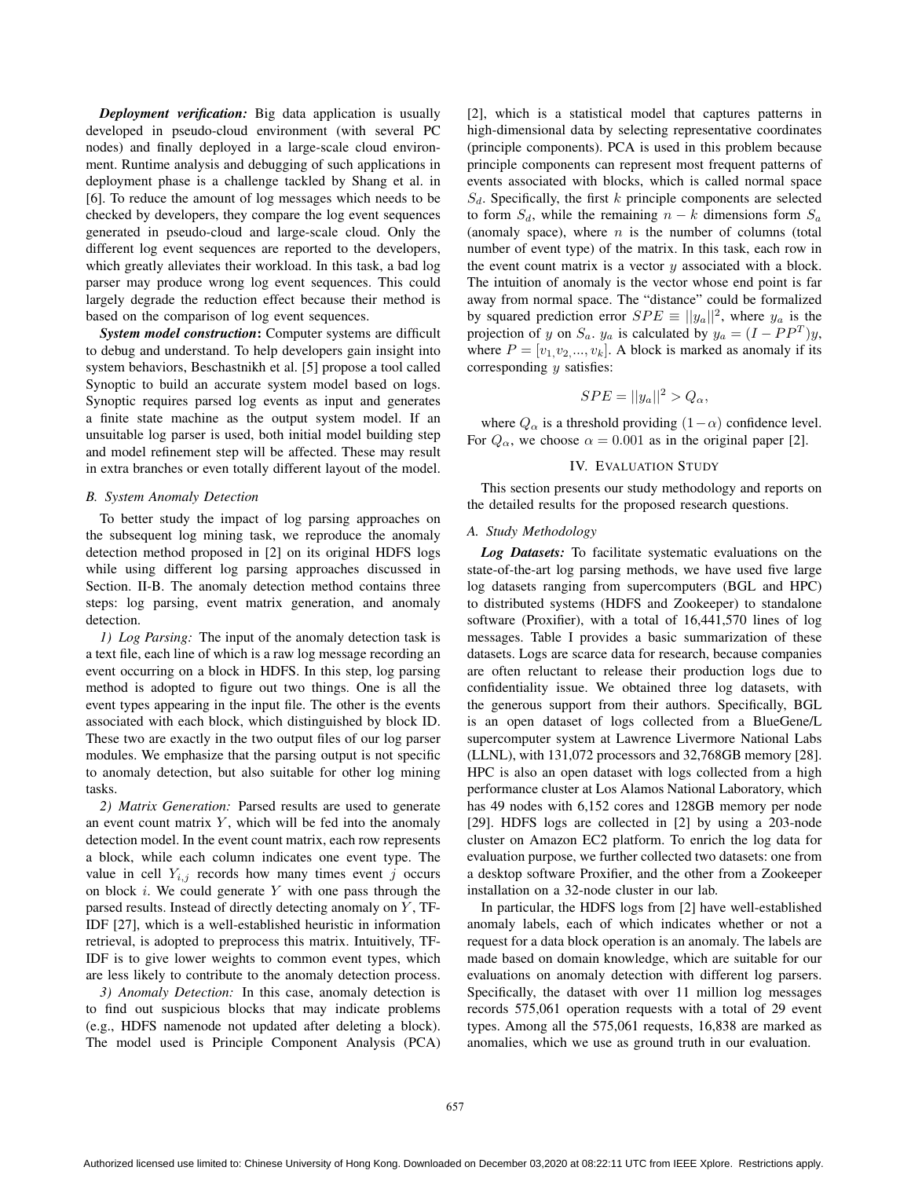***Deployment verification:*** Big data application is usually developed in pseudo-cloud environment (with several PC nodes) and finally deployed in a large-scale cloud environment. Runtime analysis and debugging of such applications in deployment phase is a challenge tackled by Shang et al. in [6]. To reduce the amount of log messages which needs to be checked by developers, they compare the log event sequences generated in pseudo-cloud and large-scale cloud. Only the different log event sequences are reported to the developers, which greatly alleviates their workload. In this task, a bad log parser may produce wrong log event sequences. This could largely degrade the reduction effect because their method is based on the comparison of log event sequences.

***System model construction*****:** Computer systems are difficult to debug and understand. To help developers gain insight into system behaviors, Beschastnikh et al. [5] propose a tool called Synoptic to build an accurate system model based on logs. Synoptic requires parsed log events as input and generates a finite state machine as the output system model. If an unsuitable log parser is used, both initial model building step and model refinement step will be affected. These may result in extra branches or even totally different layout of the model.

### *B. System Anomaly Detection*

To better study the impact of log parsing approaches on the subsequent log mining task, we reproduce the anomaly detection method proposed in [2] on its original HDFS logs while using different log parsing approaches discussed in Section. II-B. The anomaly detection method contains three steps: log parsing, event matrix generation, and anomaly detection.

*1) Log Parsing:* The input of the anomaly detection task is a text file, each line of which is a raw log message recording an event occurring on a block in HDFS. In this step, log parsing method is adopted to figure out two things. One is all the event types appearing in the input file. The other is the events associated with each block, which distinguished by block ID. These two are exactly in the two output files of our log parser modules. We emphasize that the parsing output is not specific to anomaly detection, but also suitable for other log mining tasks.

*2) Matrix Generation:* Parsed results are used to generate an event count matrix $Y$, which will be fed into the anomaly detection model. In the event count matrix, each row represents a block, while each column indicates one event type. The value in cell $Y_{i,j}$ records how many times event $j$ occurs on block $i$. We could generate $Y$ with one pass through the parsed results. Instead of directly detecting anomaly on $Y$, TF-IDF [27], which is a well-established heuristic in information retrieval, is adopted to preprocess this matrix. Intuitively, TF-IDF is to give lower weights to common event types, which are less likely to contribute to the anomaly detection process.

*3) Anomaly Detection:* In this case, anomaly detection is to find out suspicious blocks that may indicate problems (e.g., HDFS namenode not updated after deleting a block). The model used is Principle Component Analysis (PCA) [2], which is a statistical model that captures patterns in high-dimensional data by selecting representative coordinates (principle components). PCA is used in this problem because principle components can represent most frequent patterns of events associated with blocks, which is called normal space $S_d$. Specifically, the first $k$ principle components are selected to form $S_d$, while the remaining $n - k$ dimensions form $S_a$ (anomaly space), where $n$ is the number of columns (total number of event type) of the matrix. In this task, each row in the event count matrix is a vector $y$ associated with a block. The intuition of anomaly is the vector whose end point is far away from normal space. The "distance" could be formalized by squared prediction error $SPE \equiv ||y_a||^2$, where $y_a$ is the projection of $y$ on $S_a$. $y_a$ is calculated by $y_a = (I - PP^T)y$, where $P = [v_1, v_2, ..., v_k]$. A block is marked as anomaly if its corresponding $y$ satisfies:

$$SPE = ||y_a||^2 > Q_\alpha,$$

where $Q_\alpha$ is a threshold providing $(1-\alpha)$ confidence level. For $Q_\alpha$, we choose $\alpha = 0.001$ as in the original paper [2].

## IV. Evaluation Study

This section presents our study methodology and reports on the detailed results for the proposed research questions.

### *A. Study Methodology*

***Log Datasets:*** To facilitate systematic evaluations on the state-of-the-art log parsing methods, we have used five large log datasets ranging from supercomputers (BGL and HPC) to distributed systems (HDFS and Zookeeper) to standalone software (Proxifier), with a total of 16,441,570 lines of log messages. Table I provides a basic summarization of these datasets. Logs are scarce data for research, because companies are often reluctant to release their production logs due to confidentiality issue. We obtained three log datasets, with the generous support from their authors. Specifically, BGL is an open dataset of logs collected from a BlueGene/L supercomputer system at Lawrence Livermore National Labs (LLNL), with 131,072 processors and 32,768GB memory [28]. HPC is also an open dataset with logs collected from a high performance cluster at Los Alamos National Laboratory, which has 49 nodes with 6,152 cores and 128GB memory per node [29]. HDFS logs are collected in [2] by using a 203-node cluster on Amazon EC2 platform. To enrich the log data for evaluation purpose, we further collected two datasets: one from a desktop software Proxifier, and the other from a Zookeeper installation on a 32-node cluster in our lab.

In particular, the HDFS logs from [2] have well-established anomaly labels, each of which indicates whether or not a request for a data block operation is an anomaly. The labels are made based on domain knowledge, which are suitable for our evaluations on anomaly detection with different log parsers. Specifically, the dataset with over 11 million log messages records 575,061 operation requests with a total of 29 event types. Among all the 575,061 requests, 16,838 are marked as anomalies, which we use as ground truth in our evaluation.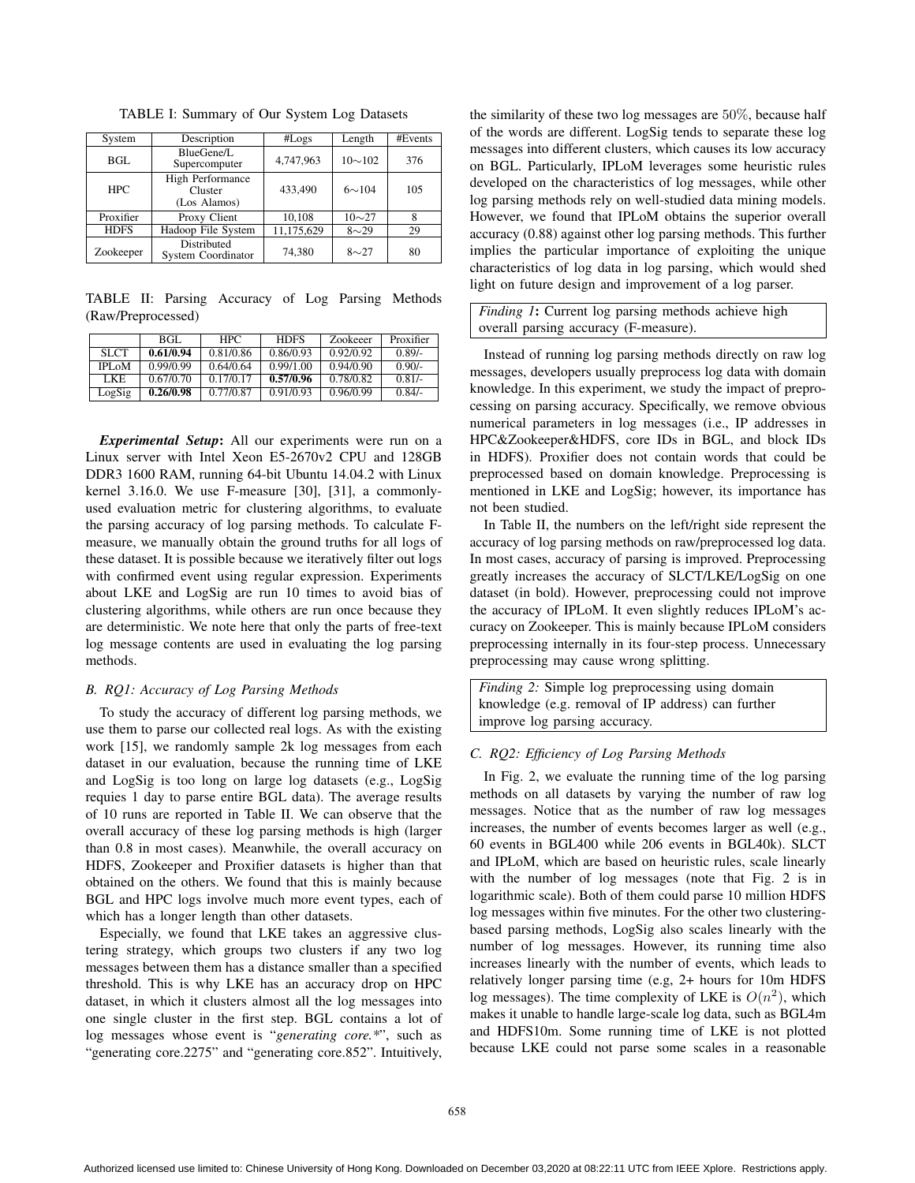TABLE I: Summary of Our System Log Datasets

| System | Description | #Logs | Length | #Events |
|---|---|---|---|---|
| BGL | BlueGene/L Supercomputer | 4,747,963 | 10∼102 | 376 |
| HPC | High Performance Cluster (Los Alamos) | 433,490 | 6∼104 | 105 |
| Proxifier | Proxy Client | 10,108 | 10∼27 | 8 |
| HDFS | Hadoop File System | 11,175,629 | 8∼29 | 29 |
| Zookeeper | Distributed System Coordinator | 74,380 | 8∼27 | 80 |

TABLE II: Parsing Accuracy of Log Parsing Methods (Raw/Preprocessed)

| | BGL | HPC | HDFS | Zookeeer | Proxifier |
|---|---|---|---|---|---|
| SLCT | **0.61/0.94** | 0.81/0.86 | 0.86/0.93 | 0.92/0.92 | 0.89/- |
| IPLoM | 0.99/0.99 | 0.64/0.64 | 0.99/1.00 | 0.94/0.90 | 0.90/- |
| LKE | 0.67/0.70 | 0.17/0.17 | **0.57/0.96** | 0.78/0.82 | 0.81/- |
| LogSig | **0.26/0.98** | 0.77/0.87 | 0.91/0.93 | 0.96/0.99 | 0.84/- |

***Experimental Setup*:** All our experiments were run on a Linux server with Intel Xeon E5-2670v2 CPU and 128GB DDR3 1600 RAM, running 64-bit Ubuntu 14.04.2 with Linux kernel 3.16.0. We use F-measure [30], [31], a commonly-used evaluation metric for clustering algorithms, to evaluate the parsing accuracy of log parsing methods. To calculate F-measure, we manually obtain the ground truths for all logs of these dataset. It is possible because we iteratively filter out logs with confirmed event using regular expression. Experiments about LKE and LogSig are run 10 times to avoid bias of clustering algorithms, while others are run once because they are deterministic. We note here that only the parts of free-text log message contents are used in evaluating the log parsing methods.

### *B. RQ1: Accuracy of Log Parsing Methods*

To study the accuracy of different log parsing methods, we use them to parse our collected real logs. As with the existing work [15], we randomly sample 2k log messages from each dataset in our evaluation, because the running time of LKE and LogSig is too long on large log datasets (e.g., LogSig requies 1 day to parse entire BGL data). The average results of 10 runs are reported in Table II. We can observe that the overall accuracy of these log parsing methods is high (larger than 0.8 in most cases). Meanwhile, the overall accuracy on HDFS, Zookeeper and Proxifier datasets is higher than that obtained on the others. We found that this is mainly because BGL and HPC logs involve much more event types, each of which has a longer length than other datasets.

Especially, we found that LKE takes an aggressive clustering strategy, which groups two clusters if any two log messages between them has a distance smaller than a specified threshold. This is why LKE has an accuracy drop on HPC dataset, in which it clusters almost all the log messages into one single cluster in the first step. BGL contains a lot of log messages whose event is "*generating core.**", such as "generating core.2275" and "generating core.852". Intuitively, the similarity of these two log messages are 50%, because half of the words are different. LogSig tends to separate these log messages into different clusters, which causes its low accuracy on BGL. Particularly, IPLoM leverages some heuristic rules developed on the characteristics of log messages, while other log parsing methods rely on well-studied data mining models. However, we found that IPLoM obtains the superior overall accuracy (0.88) against other log parsing methods. This further implies the particular importance of exploiting the unique characteristics of log data in log parsing, which would shed light on future design and improvement of a log parser.

> *Finding 1***:** Current log parsing methods achieve high overall parsing accuracy (F-measure).

Instead of running log parsing methods directly on raw log messages, developers usually preprocess log data with domain knowledge. In this experiment, we study the impact of preprocessing on parsing accuracy. Specifically, we remove obvious numerical parameters in log messages (i.e., IP addresses in HPC&Zookeeper&HDFS, core IDs in BGL, and block IDs in HDFS). Proxifier does not contain words that could be preprocessed based on domain knowledge. Preprocessing is mentioned in LKE and LogSig; however, its importance has not been studied.

In Table II, the numbers on the left/right side represent the accuracy of log parsing methods on raw/preprocessed log data. In most cases, accuracy of parsing is improved. Preprocessing greatly increases the accuracy of SLCT/LKE/LogSig on one dataset (in bold). However, preprocessing could not improve the accuracy of IPLoM. It even slightly reduces IPLoM's accuracy on Zookeeper. This is mainly because IPLoM considers preprocessing internally in its four-step process. Unnecessary preprocessing may cause wrong splitting.

> *Finding 2:* Simple log preprocessing using domain knowledge (e.g. removal of IP address) can further improve log parsing accuracy.

### *C. RQ2: Efficiency of Log Parsing Methods*

In Fig. 2, we evaluate the running time of the log parsing methods on all datasets by varying the number of raw log messages. Notice that as the number of raw log messages increases, the number of events becomes larger as well (e.g., 60 events in BGL400 while 206 events in BGL40k). SLCT and IPLoM, which are based on heuristic rules, scale linearly with the number of log messages (note that Fig. 2 is in logarithmic scale). Both of them could parse 10 million HDFS log messages within five minutes. For the other two clustering-based parsing methods, LogSig also scales linearly with the number of log messages. However, its running time also increases linearly with the number of events, which leads to relatively longer parsing time (e.g, 2+ hours for 10m HDFS log messages). The time complexity of LKE is $O(n^2)$, which makes it unable to handle large-scale log data, such as BGL4m and HDFS10m. Some running time of LKE is not plotted because LKE could not parse some scales in a reasonable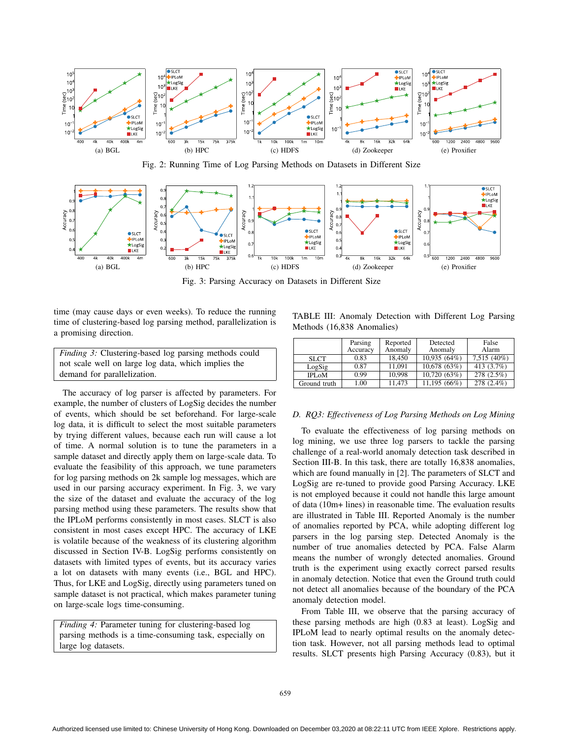Fig. 2: Running Time of Log Parsing Methods on Datasets in Different Size

Fig. 3: Parsing Accuracy on Datasets in Different Size

time (may cause days or even weeks). To reduce the running time of clustering-based log parsing method, parallelization is a promising direction.

> *Finding 3:* Clustering-based log parsing methods could not scale well on large log data, which implies the demand for parallelization.

The accuracy of log parser is affected by parameters. For example, the number of clusters of LogSig decides the number of events, which should be set beforehand. For large-scale log data, it is difficult to select the most suitable parameters by trying different values, because each run will cause a lot of time. A normal solution is to tune the parameters in a sample dataset and directly apply them on large-scale data. To evaluate the feasibility of this approach, we tune parameters for log parsing methods on 2k sample log messages, which are used in our parsing accuracy experiment. In Fig. 3, we vary the size of the dataset and evaluate the accuracy of the log parsing method using these parameters. The results show that the IPLoM performs consistently in most cases. SLCT is also consistent in most cases except HPC. The accuracy of LKE is volatile because of the weakness of its clustering algorithm discussed in Section IV-B. LogSig performs consistently on datasets with limited types of events, but its accuracy varies a lot on datasets with many events (i.e., BGL and HPC). Thus, for LKE and LogSig, directly using parameters tuned on sample dataset is not practical, which makes parameter tuning on large-scale logs time-consuming.

> *Finding 4:* Parameter tuning for clustering-based log parsing methods is a time-consuming task, especially on large log datasets.

TABLE III: Anomaly Detection with Different Log Parsing Methods (16,838 Anomalies)

| | Parsing Accuracy | Reported Anomaly | Detected Anomaly | False Alarm |
|---|---|---|---|---|
| SLCT | 0.83 | 18,450 | 10,935 (64%) | 7,515 (40%) |
| LogSig | 0.87 | 11,091 | 10,678 (63%) | 413 (3.7%) |
| IPLoM | 0.99 | 10,998 | 10,720 (63%) | 278 (2.5%) |
| Ground truth | 1.00 | 11,473 | 11,195 (66%) | 278 (2.4%) |

### D. RQ3: Effectiveness of Log Parsing Methods on Log Mining

To evaluate the effectiveness of log parsing methods on log mining, we use three log parsers to tackle the parsing challenge of a real-world anomaly detection task described in Section III-B. In this task, there are totally 16,838 anomalies, which are found manually in [2]. The parameters of SLCT and LogSig are re-tuned to provide good Parsing Accuracy. LKE is not employed because it could not handle this large amount of data (10m+ lines) in reasonable time. The evaluation results are illustrated in Table III. Reported Anomaly is the number of anomalies reported by PCA, while adopting different log parsers in the log parsing step. Detected Anomaly is the number of true anomalies detected by PCA. False Alarm means the number of wrongly detected anomalies. Ground truth is the experiment using exactly correct parsed results in anomaly detection. Notice that even the Ground truth could not detect all anomalies because of the boundary of the PCA anomaly detection model.

From Table III, we observe that the parsing accuracy of these parsing methods are high (0.83 at least). LogSig and IPLoM lead to nearly optimal results on the anomaly detection task. However, not all parsing methods lead to optimal results. SLCT presents high Parsing Accuracy (0.83), but it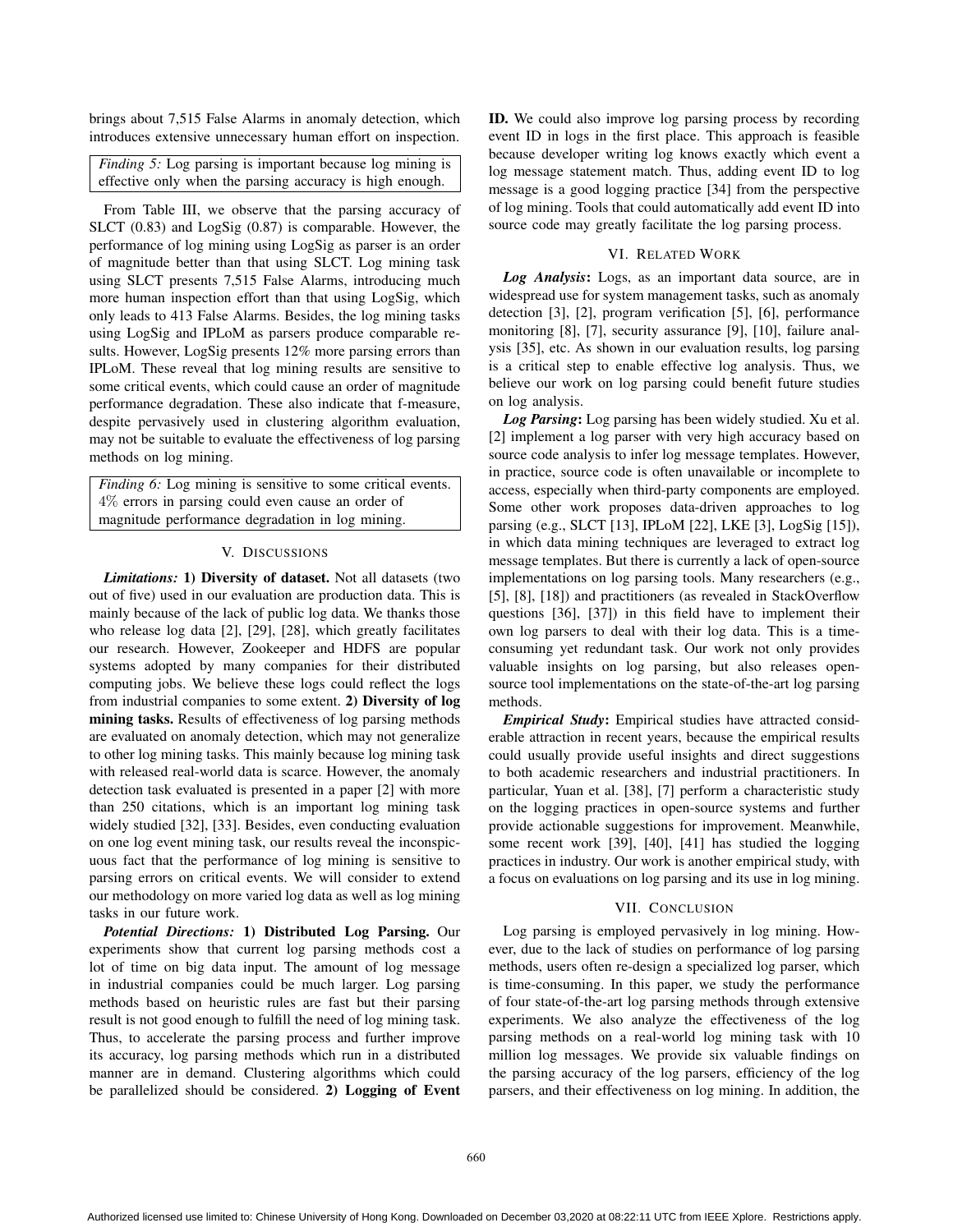brings about 7,515 False Alarms in anomaly detection, which introduces extensive unnecessary human effort on inspection.

> *Finding 5:* Log parsing is important because log mining is effective only when the parsing accuracy is high enough.

From Table III, we observe that the parsing accuracy of SLCT (0.83) and LogSig (0.87) is comparable. However, the performance of log mining using LogSig as parser is an order of magnitude better than that using SLCT. Log mining task using SLCT presents 7,515 False Alarms, introducing much more human inspection effort than that using LogSig, which only leads to 413 False Alarms. Besides, the log mining tasks using LogSig and IPLoM as parsers produce comparable results. However, LogSig presents 12% more parsing errors than IPLoM. These reveal that log mining results are sensitive to some critical events, which could cause an order of magnitude performance degradation. These also indicate that f-measure, despite pervasively used in clustering algorithm evaluation, may not be suitable to evaluate the effectiveness of log parsing methods on log mining.

> *Finding 6:* Log mining is sensitive to some critical events. $4\%$ errors in parsing could even cause an order of magnitude performance degradation in log mining.

## V. Discussions

***Limitations:*** **1) Diversity of dataset.** Not all datasets (two out of five) used in our evaluation are production data. This is mainly because of the lack of public log data. We thanks those who release log data [2], [29], [28], which greatly facilitates our research. However, Zookeeper and HDFS are popular systems adopted by many companies for their distributed computing jobs. We believe these logs could reflect the logs from industrial companies to some extent. **2) Diversity of log mining tasks.** Results of effectiveness of log parsing methods are evaluated on anomaly detection, which may not generalize to other log mining tasks. This mainly because log mining task with released real-world data is scarce. However, the anomaly detection task evaluated is presented in a paper [2] with more than 250 citations, which is an important log mining task widely studied [32], [33]. Besides, even conducting evaluation on one log event mining task, our results reveal the inconspicuous fact that the performance of log mining is sensitive to parsing errors on critical events. We will consider to extend our methodology on more varied log data as well as log mining tasks in our future work.

***Potential Directions:*** **1) Distributed Log Parsing.** Our experiments show that current log parsing methods cost a lot of time on big data input. The amount of log message in industrial companies could be much larger. Log parsing methods based on heuristic rules are fast but their parsing result is not good enough to fulfill the need of log mining task. Thus, to accelerate the parsing process and further improve its accuracy, log parsing methods which run in a distributed manner are in demand. Clustering algorithms which could be parallelized should be considered. **2) Logging of Event ID.** We could also improve log parsing process by recording event ID in logs in the first place. This approach is feasible because developer writing log knows exactly which event a log message statement match. Thus, adding event ID to log message is a good logging practice [34] from the perspective of log mining. Tools that could automatically add event ID into source code may greatly facilitate the log parsing process.

## VI. Related Work

***Log Analysis*:** Logs, as an important data source, are in widespread use for system management tasks, such as anomaly detection [3], [2], program verification [5], [6], performance monitoring [8], [7], security assurance [9], [10], failure analysis [35], etc. As shown in our evaluation results, log parsing is a critical step to enable effective log analysis. Thus, we believe our work on log parsing could benefit future studies on log analysis.

***Log Parsing*:** Log parsing has been widely studied. Xu et al. [2] implement a log parser with very high accuracy based on source code analysis to infer log message templates. However, in practice, source code is often unavailable or incomplete to access, especially when third-party components are employed. Some other work proposes data-driven approaches to log parsing (e.g., SLCT [13], IPLoM [22], LKE [3], LogSig [15]), in which data mining techniques are leveraged to extract log message templates. But there is currently a lack of open-source implementations on log parsing tools. Many researchers (e.g., [5], [8], [18]) and practitioners (as revealed in StackOverflow questions [36], [37]) in this field have to implement their own log parsers to deal with their log data. This is a time-consuming yet redundant task. Our work not only provides valuable insights on log parsing, but also releases open-source tool implementations on the state-of-the-art log parsing methods.

***Empirical Study*:** Empirical studies have attracted considerable attraction in recent years, because the empirical results could usually provide useful insights and direct suggestions to both academic researchers and industrial practitioners. In particular, Yuan et al. [38], [7] perform a characteristic study on the logging practices in open-source systems and further provide actionable suggestions for improvement. Meanwhile, some recent work [39], [40], [41] has studied the logging practices in industry. Our work is another empirical study, with a focus on evaluations on log parsing and its use in log mining.

## VII. Conclusion

Log parsing is employed pervasively in log mining. However, due to the lack of studies on performance of log parsing methods, users often re-design a specialized log parser, which is time-consuming. In this paper, we study the performance of four state-of-the-art log parsing methods through extensive experiments. We also analyze the effectiveness of the log parsing methods on a real-world log mining task with 10 million log messages. We provide six valuable findings on the parsing accuracy of the log parsers, efficiency of the log parsers, and their effectiveness on log mining. In addition, the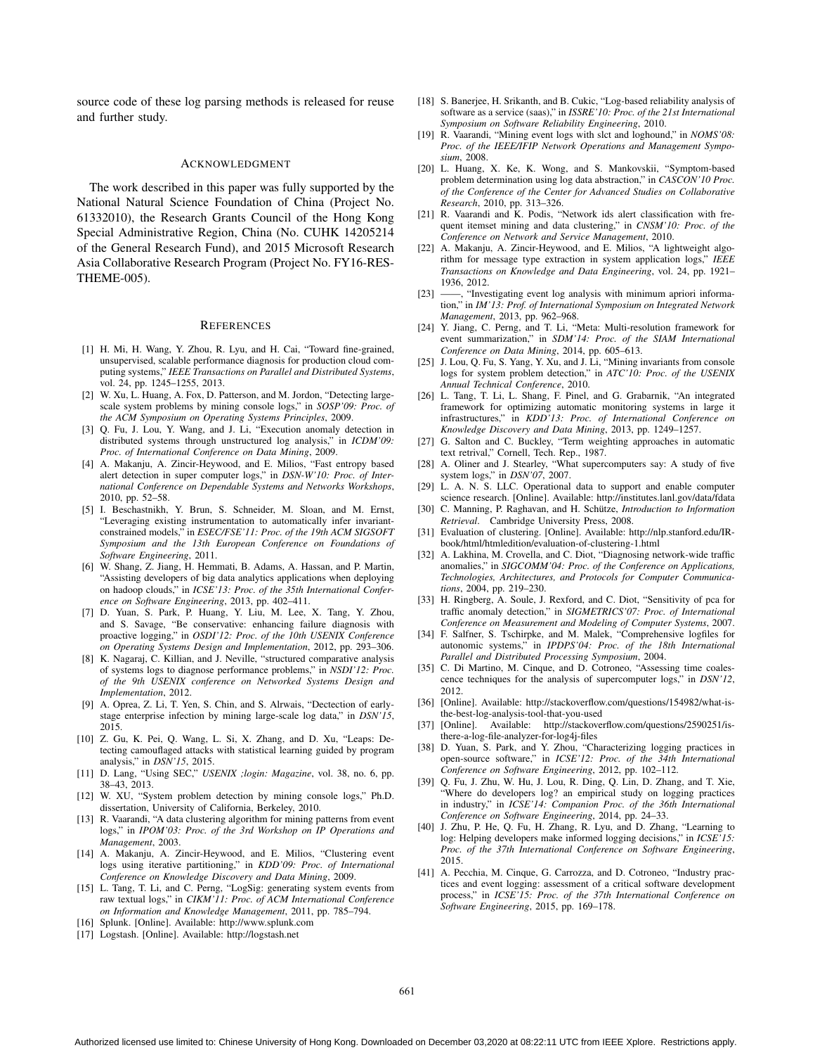source code of these log parsing methods is released for reuse and further study.

## Acknowledgment

The work described in this paper was fully supported by the National Natural Science Foundation of China (Project No. 61332010), the Research Grants Council of the Hong Kong Special Administrative Region, China (No. CUHK 14205214 of the General Research Fund), and 2015 Microsoft Research Asia Collaborative Research Program (Project No. FY16-RES-THEME-005).

## References

[1] H. Mi, H. Wang, Y. Zhou, R. Lyu, and H. Cai, "Toward fine-grained, unsupervised, scalable performance diagnosis for production cloud computing systems," *IEEE Transactions on Parallel and Distributed Systems*, vol. 24, pp. 1245–1255, 2013.

[2] W. Xu, L. Huang, A. Fox, D. Patterson, and M. Jordon, "Detecting large-scale system problems by mining console logs," in *SOSP'09: Proc. of the ACM Symposium on Operating Systems Principles*, 2009.

[3] Q. Fu, J. Lou, Y. Wang, and J. Li, "Execution anomaly detection in distributed systems through unstructured log analysis," in *ICDM'09: Proc. of International Conference on Data Mining*, 2009.

[4] A. Makanju, A. Zincir-Heywood, and E. Milios, "Fast entropy based alert detection in super computer logs," in *DSN-W'10: Proc. of International Conference on Dependable Systems and Networks Workshops*, 2010, pp. 52–58.

[5] I. Beschastnikh, Y. Brun, S. Schneider, M. Sloan, and M. Ernst, "Leveraging existing instrumentation to automatically infer invariant-constrained models," in *ESEC/FSE'11: Proc. of the 19th ACM SIGSOFT Symposium and the 13th European Conference on Foundations of Software Engineering*, 2011.

[6] W. Shang, Z. Jiang, H. Hemmati, B. Adams, A. Hassan, and P. Martin, "Assisting developers of big data analytics applications when deploying on hadoop clouds," in *ICSE'13: Proc. of the 35th International Conference on Software Engineering*, 2013, pp. 402–411.

[7] D. Yuan, S. Park, P. Huang, Y. Liu, M. Lee, X. Tang, Y. Zhou, and S. Savage, "Be conservative: enhancing failure diagnosis with proactive logging," in *OSDI'12: Proc. of the 10th USENIX Conference on Operating Systems Design and Implementation*, 2012, pp. 293–306.

[8] K. Nagaraj, C. Killian, and J. Neville, "structured comparative analysis of systems logs to diagnose performance problems," in *NSDI'12: Proc. of the 9th USENIX conference on Networked Systems Design and Implementation*, 2012.

[9] A. Oprea, Z. Li, T. Yen, S. Chin, and S. Alrwais, "Dectection of early-stage enterprise infection by mining large-scale log data," in *DSN'15*, 2015.

[10] Z. Gu, K. Pei, Q. Wang, L. Si, X. Zhang, and D. Xu, "Leaps: Detecting camouflaged attacks with statistical learning guided by program analysis," in *DSN'15*, 2015.

[11] D. Lang, "Using SEC," *USENIX ;login: Magazine*, vol. 38, no. 6, pp. 38–43, 2013.

[12] W. XU, "System problem detection by mining console logs," Ph.D. dissertation, University of California, Berkeley, 2010.

[13] R. Vaarandi, "A data clustering algorithm for mining patterns from event logs," in *IPOM'03: Proc. of the 3rd Workshop on IP Operations and Management*, 2003.

[14] A. Makanju, A. Zincir-Heywood, and E. Milios, "Clustering event logs using iterative partitioning," in *KDD'09: Proc. of International Conference on Knowledge Discovery and Data Mining*, 2009.

[15] L. Tang, T. Li, and C. Perng, "LogSig: generating system events from raw textual logs," in *CIKM'11: Proc. of ACM International Conference on Information and Knowledge Management*, 2011, pp. 785–794.

[16] Splunk. [Online]. Available: http://www.splunk.com

[17] Logstash. [Online]. Available: http://logstash.net

[18] S. Banerjee, H. Srikanth, and B. Cukic, "Log-based reliability analysis of software as a service (saas)," in *ISSRE'10: Proc. of the 21st International Symposium on Software Reliability Engineering*, 2010.

[19] R. Vaarandi, "Mining event logs with slct and loghound," in *NOMS'08: Proc. of the IEEE/IFIP Network Operations and Management Symposium*, 2008.

[20] L. Huang, X. Ke, K. Wong, and S. Mankovskii, "Symptom-based problem determination using log data abstraction," in *CASCON'10 Proc. of the Conference of the Center for Advanced Studies on Collaborative Research*, 2010, pp. 313–326.

[21] R. Vaarandi and K. Podis, "Network ids alert classification with frequent itemset mining and data clustering," in *CNSM'10: Proc. of the Conference on Network and Service Management*, 2010.

[22] A. Makanju, A. Zincir-Heywood, and E. Milios, "A lightweight algorithm for message type extraction in system application logs," *IEEE Transactions on Knowledge and Data Engineering*, vol. 24, pp. 1921–1936, 2012.

[23] ——, "Investigating event log analysis with minimum apriori information," in *IM'13: Prof. of International Symposium on Integrated Network Management*, 2013, pp. 962–968.

[24] Y. Jiang, C. Perng, and T. Li, "Meta: Multi-resolution framework for event summarization," in *SDM'14: Proc. of the SIAM International Conference on Data Mining*, 2014, pp. 605–613.

[25] J. Lou, Q. Fu, S. Yang, Y. Xu, and J. Li, "Mining invariants from console logs for system problem detection," in *ATC'10: Proc. of the USENIX Annual Technical Conference*, 2010.

[26] L. Tang, T. Li, L. Shang, F. Pinel, and G. Grabarnik, "An integrated framework for optimizing automatic monitoring systems in large it infrastructures," in *KDD'13: Proc. of International Conference on Knowledge Discovery and Data Mining*, 2013, pp. 1249–1257.

[27] G. Salton and C. Buckley, "Term weighting approaches in automatic text retrival," Cornell, Tech. Rep., 1987.

[28] A. Oliner and J. Stearley, "What supercomputers say: A study of five system logs," in *DSN'07*, 2007.

[29] L. A. N. S. LLC. Operational data to support and enable computer science research. [Online]. Available: http://institutes.lanl.gov/data/fdata

[30] C. Manning, P. Raghavan, and H. Schütze, *Introduction to Information Retrieval*. Cambridge University Press, 2008.

[31] Evaluation of clustering. [Online]. Available: http://nlp.stanford.edu/IR-book/html/htmledition/evaluation-of-clustering-1.html

[32] A. Lakhina, M. Crovella, and C. Diot, "Diagnosing network-wide traffic anomalies," in *SIGCOMM'04: Proc. of the Conference on Applications, Technologies, Architectures, and Protocols for Computer Communications*, 2004, pp. 219–230.

[33] H. Ringberg, A. Soule, J. Rexford, and C. Diot, "Sensitivity of pca for traffic anomaly detection," in *SIGMETRICS'07: Proc. of International Conference on Measurement and Modeling of Computer Systems*, 2007.

[34] F. Salfner, S. Tschirpke, and M. Malek, "Comprehensive logfiles for autonomic systems," in *IPDPS'04: Proc. of the 18th International Parallel and Distributed Processing Symposium*, 2004.

[35] C. Di Martino, M. Cinque, and D. Cotroneo, "Assessing time coalescence techniques for the analysis of supercomputer logs," in *DSN'12*, 2012.

[36] [Online]. Available: http://stackoverflow.com/questions/154982/what-is-the-best-log-analysis-tool-that-you-used

[37] [Online]. Available: http://stackoverflow.com/questions/2590251/is-there-a-log-file-analyzer-for-log4j-files

[38] D. Yuan, S. Park, and Y. Zhou, "Characterizing logging practices in open-source software," in *ICSE'12: Proc. of the 34th International Conference on Software Engineering*, 2012, pp. 102–112.

[39] Q. Fu, J. Zhu, W. Hu, J. Lou, R. Ding, Q. Lin, D. Zhang, and T. Xie, "Where do developers log? an empirical study on logging practices in industry," in *ICSE'14: Companion Proc. of the 36th International Conference on Software Engineering*, 2014, pp. 24–33.

[40] J. Zhu, P. He, Q. Fu, H. Zhang, R. Lyu, and D. Zhang, "Learning to log: Helping developers make informed logging decisions," in *ICSE'15: Proc. of the 37th International Conference on Software Engineering*, 2015.

[41] A. Pecchia, M. Cinque, G. Carrozza, and D. Cotroneo, "Industry practices and event logging: assessment of a critical software development process," in *ICSE'15: Proc. of the 37th International Conference on Software Engineering*, 2015, pp. 169–178.